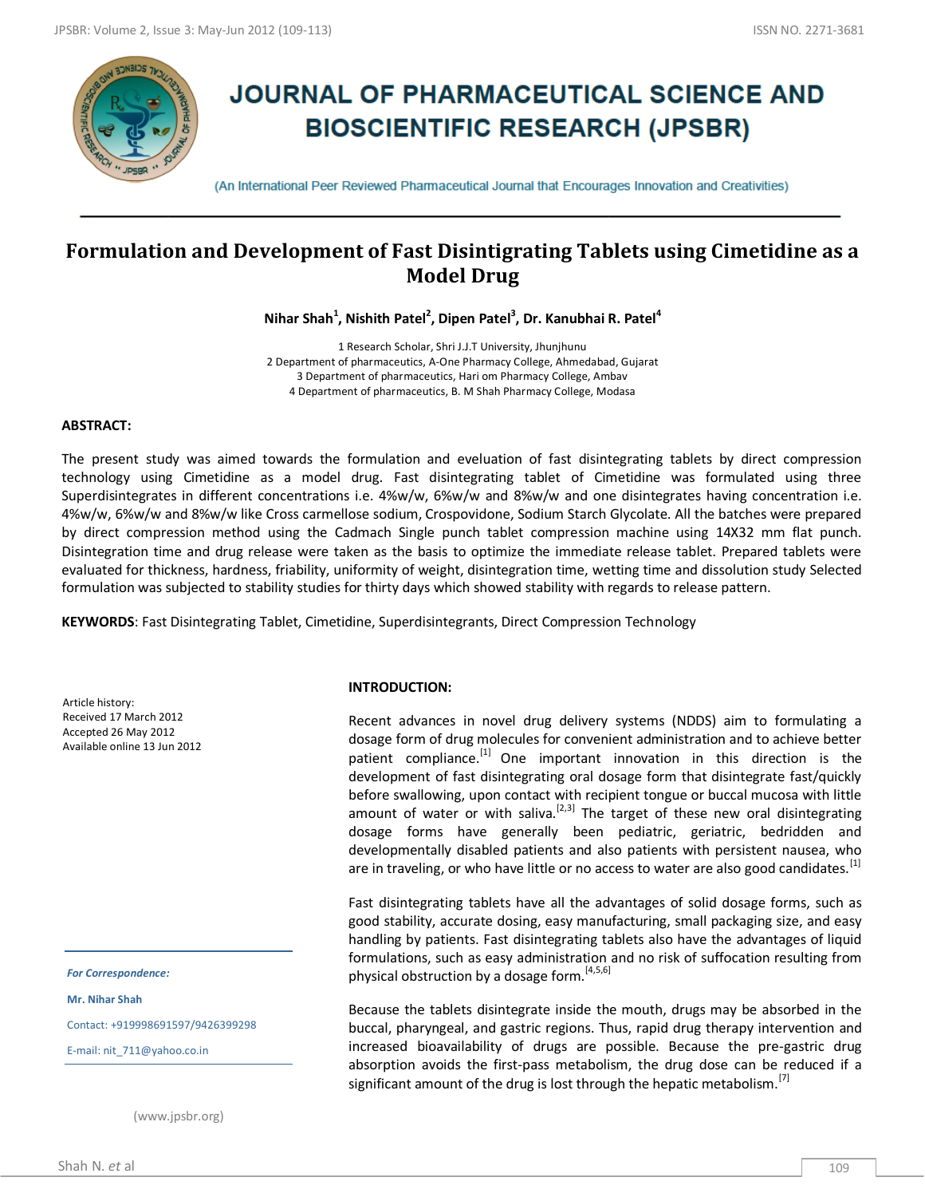# JOURNAL OF PHARMACEUTICAL SCIENCE AND BIOSCIENTIFIC RESEARCH (JPSBR)

(An International Peer Reviewed Pharmaceutical Journal that Encourages Innovation and Creativities)

## Formulation and Development of Fast Disintigrating Tablets using Cimetidine as a Model Drug

**Nihar Shah[1], Nishith Patel[2], Dipen Patel[3], Dr. Kanubhai R. Patel[4]**

1 Research Scholar, Shri J.J.T University, Jhunjhunu
2 Department of pharmaceutics, A-One Pharmacy College, Ahmedabad, Gujarat
3 Department of pharmaceutics, Hari om Pharmacy College, Ambav
4 Department of pharmaceutics, B. M Shah Pharmacy College, Modasa

### ABSTRACT:

The present study was aimed towards the formulation and eveluation of fast disintegrating tablets by direct compression technology using Cimetidine as a model drug. Fast disintegrating tablet of Cimetidine was formulated using three Superdisintegrates in different concentrations i.e. 4%w/w, 6%w/w and 8%w/w and one disintegrates having concentration i.e. 4%w/w, 6%w/w and 8%w/w like Cross carmellose sodium, Crospovidone, Sodium Starch Glycolate. All the batches were prepared by direct compression method using the Cadmach Single punch tablet compression machine using 14X32 mm flat punch. Disintegration time and drug release were taken as the basis to optimize the immediate release tablet. Prepared tablets were evaluated for thickness, hardness, friability, uniformity of weight, disintegration time, wetting time and dissolution study Selected formulation was subjected to stability studies for thirty days which showed stability with regards to release pattern.

**KEYWORDS**: Fast Disintegrating Tablet, Cimetidine, Superdisintegrants, Direct Compression Technology

Article history:
Received 17 March 2012
Accepted 26 May 2012
Available online 13 Jun 2012

*For Correspondence:*

**Mr. Nihar Shah**

Contact: +919998691597/9426399298

E-mail: nit_711@yahoo.co.in

(www.jpsbr.org)

### INTRODUCTION:

Recent advances in novel drug delivery systems (NDDS) aim to formulating a dosage form of drug molecules for convenient administration and to achieve better patient compliance.[1] One important innovation in this direction is the development of fast disintegrating oral dosage form that disintegrate fast/quickly before swallowing, upon contact with recipient tongue or buccal mucosa with little amount of water or with saliva.[2,3] The target of these new oral disintegrating dosage forms have generally been pediatric, geriatric, bedridden and developmentally disabled patients and also patients with persistent nausea, who are in traveling, or who have little or no access to water are also good candidates.[1]

Fast disintegrating tablets have all the advantages of solid dosage forms, such as good stability, accurate dosing, easy manufacturing, small packaging size, and easy handling by patients. Fast disintegrating tablets also have the advantages of liquid formulations, such as easy administration and no risk of suffocation resulting from physical obstruction by a dosage form.[4,5,6]

Because the tablets disintegrate inside the mouth, drugs may be absorbed in the buccal, pharyngeal, and gastric regions. Thus, rapid drug therapy intervention and increased bioavailability of drugs are possible. Because the pre-gastric drug absorption avoids the first-pass metabolism, the drug dose can be reduced if a significant amount of the drug is lost through the hepatic metabolism.[7]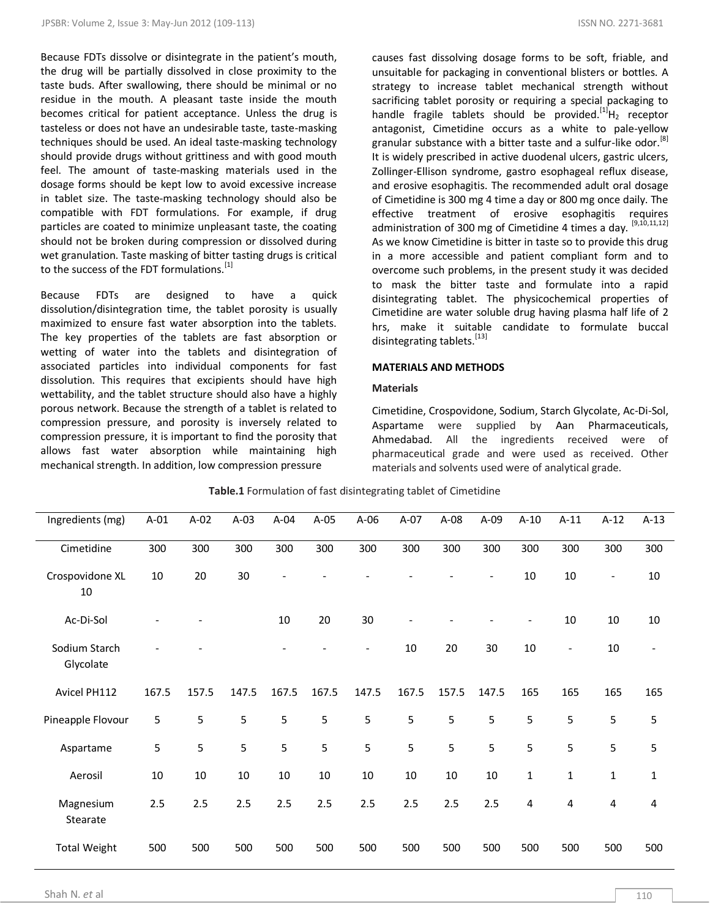Because FDTs dissolve or disintegrate in the patient's mouth, the drug will be partially dissolved in close proximity to the taste buds. After swallowing, there should be minimal or no residue in the mouth. A pleasant taste inside the mouth becomes critical for patient acceptance. Unless the drug is tasteless or does not have an undesirable taste, taste-masking techniques should be used. An ideal taste-masking technology should provide drugs without grittiness and with good mouth feel. The amount of taste-masking materials used in the dosage forms should be kept low to avoid excessive increase in tablet size. The taste-masking technology should also be compatible with FDT formulations. For example, if drug particles are coated to minimize unpleasant taste, the coating should not be broken during compression or dissolved during wet granulation. Taste masking of bitter tasting drugs is critical to the success of the FDT formulations.[1]

Because FDTs are designed to have a quick dissolution/disintegration time, the tablet porosity is usually maximized to ensure fast water absorption into the tablets. The key properties of the tablets are fast absorption or wetting of water into the tablets and disintegration of associated particles into individual components for fast dissolution. This requires that excipients should have high wettability, and the tablet structure should also have a highly porous network. Because the strength of a tablet is related to compression pressure, and porosity is inversely related to compression pressure, it is important to find the porosity that allows fast water absorption while maintaining high mechanical strength. In addition, low compression pressure causes fast dissolving dosage forms to be soft, friable, and unsuitable for packaging in conventional blisters or bottles. A strategy to increase tablet mechanical strength without sacrificing tablet porosity or requiring a special packaging to handle fragile tablets should be provided.[1] $H_2$ receptor antagonist, Cimetidine occurs as a white to pale-yellow granular substance with a bitter taste and a sulfur-like odor.[8] It is widely prescribed in active duodenal ulcers, gastric ulcers, Zollinger-Ellison syndrome, gastro esophageal reflux disease, and erosive esophagitis. The recommended adult oral dosage of Cimetidine is 300 mg 4 time a day or 800 mg once daily. The effective treatment of erosive esophagitis requires administration of 300 mg of Cimetidine 4 times a day. [9,10,11,12] As we know Cimetidine is bitter in taste so to provide this drug in a more accessible and patient compliant form and to overcome such problems, in the present study it was decided to mask the bitter taste and formulate into a rapid disintegrating tablet. The physicochemical properties of Cimetidine are water soluble drug having plasma half life of 2 hrs, make it suitable candidate to formulate buccal disintegrating tablets.[13]

## MATERIALS AND METHODS

### Materials

Cimetidine, Crospovidone, Sodium, Starch Glycolate, Ac-Di-Sol, Aspartame were supplied by Aan Pharmaceuticals, Ahmedabad. All the ingredients received were of pharmaceutical grade and were used as received. Other materials and solvents used were of analytical grade.

**Table.1** Formulation of fast disintegrating tablet of Cimetidine

| Ingredients (mg) | A-01 | A-02 | A-03 | A-04 | A-05 | A-06 | A-07 | A-08 | A-09 | A-10 | A-11 | A-12 | A-13 |
|---|---|---|---|---|---|---|---|---|---|---|---|---|---|
| Cimetidine | 300 | 300 | 300 | 300 | 300 | 300 | 300 | 300 | 300 | 300 | 300 | 300 | 300 |
| Crospovidone XL 10 | 10 | 20 | 30 | - | - | - | - | - | - | 10 | 10 | - | 10 |
| Ac-Di-Sol | - | - | | 10 | 20 | 30 | - | - | - | - | 10 | 10 | 10 |
| Sodium Starch Glycolate | - | - | | - | - | - | 10 | 20 | 30 | 10 | - | 10 | - |
| Avicel PH112 | 167.5 | 157.5 | 147.5 | 167.5 | 167.5 | 147.5 | 167.5 | 157.5 | 147.5 | 165 | 165 | 165 | 165 |
| Pineapple Flovour | 5 | 5 | 5 | 5 | 5 | 5 | 5 | 5 | 5 | 5 | 5 | 5 | 5 |
| Aspartame | 5 | 5 | 5 | 5 | 5 | 5 | 5 | 5 | 5 | 5 | 5 | 5 | 5 |
| Aerosil | 10 | 10 | 10 | 10 | 10 | 10 | 10 | 10 | 10 | 1 | 1 | 1 | 1 |
| Magnesium Stearate | 2.5 | 2.5 | 2.5 | 2.5 | 2.5 | 2.5 | 2.5 | 2.5 | 2.5 | 4 | 4 | 4 | 4 |
| Total Weight | 500 | 500 | 500 | 500 | 500 | 500 | 500 | 500 | 500 | 500 | 500 | 500 | 500 |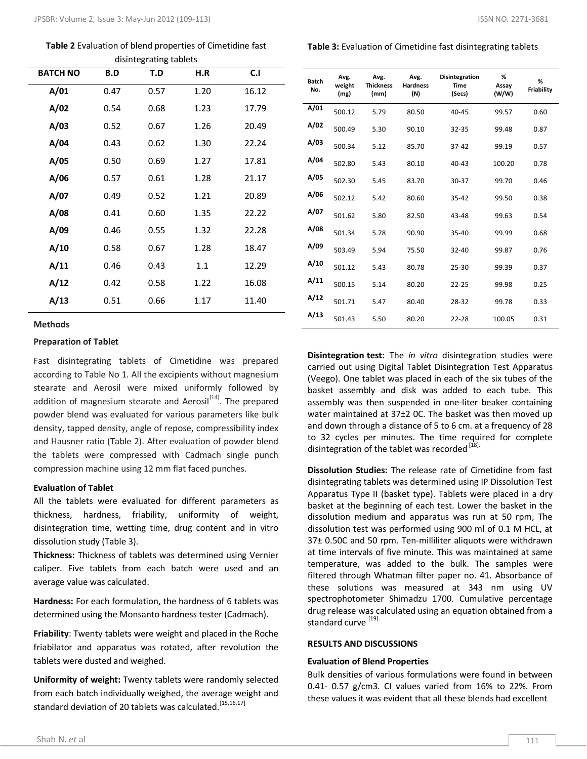**Table 2** Evaluation of blend properties of Cimetidine fast disintegrating tablets

| BATCH NO | B.D | T.D | H.R | C.I |
|---|---|---|---|---|
| A/01 | 0.47 | 0.57 | 1.20 | 16.12 |
| A/02 | 0.54 | 0.68 | 1.23 | 17.79 |
| A/03 | 0.52 | 0.67 | 1.26 | 20.49 |
| A/04 | 0.43 | 0.62 | 1.30 | 22.24 |
| A/05 | 0.50 | 0.69 | 1.27 | 17.81 |
| A/06 | 0.57 | 0.61 | 1.28 | 21.17 |
| A/07 | 0.49 | 0.52 | 1.21 | 20.89 |
| A/08 | 0.41 | 0.60 | 1.35 | 22.22 |
| A/09 | 0.46 | 0.55 | 1.32 | 22.28 |
| A/10 | 0.58 | 0.67 | 1.28 | 18.47 |
| A/11 | 0.46 | 0.43 | 1.1 | 12.29 |
| A/12 | 0.42 | 0.58 | 1.22 | 16.08 |
| A/13 | 0.51 | 0.66 | 1.17 | 11.40 |

## Methods

### Preparation of Tablet

Fast disintegrating tablets of Cimetidine was prepared according to Table No 1. All the excipients without magnesium stearate and Aerosil were mixed uniformly followed by addition of magnesium stearate and Aerosil[14]. The prepared powder blend was evaluated for various parameters like bulk density, tapped density, angle of repose, compressibility index and Hausner ratio (Table 2). After evaluation of powder blend the tablets were compressed with Cadmach single punch compression machine using 12 mm flat faced punches.

### Evaluation of Tablet

All the tablets were evaluated for different parameters as thickness, hardness, friability, uniformity of weight, disintegration time, wetting time, drug content and in vitro dissolution study (Table 3).

**Thickness:** Thickness of tablets was determined using Vernier caliper. Five tablets from each batch were used and an average value was calculated.

**Hardness:** For each formulation, the hardness of 6 tablets was determined using the Monsanto hardness tester (Cadmach).

**Friability**: Twenty tablets were weight and placed in the Roche friabilator and apparatus was rotated, after revolution the tablets were dusted and weighed.

**Uniformity of weight:** Twenty tablets were randomly selected from each batch individually weighed, the average weight and standard deviation of 20 tablets was calculated.[15,16,17]

**Table 3:** Evaluation of Cimetidine fast disintegrating tablets

| Batch No. | Avg. weight (mg) | Avg. Thickness (mm) | Avg. Hardness (N) | Disintegration Time (Secs) | % Assay (W/W) | % Friability |
|---|---|---|---|---|---|---|
| A/01 | 500.12 | 5.79 | 80.50 | 40-45 | 99.57 | 0.60 |
| A/02 | 500.49 | 5.30 | 90.10 | 32-35 | 99.48 | 0.87 |
| A/03 | 500.34 | 5.12 | 85.70 | 37-42 | 99.19 | 0.57 |
| A/04 | 502.80 | 5.43 | 80.10 | 40-43 | 100.20 | 0.78 |
| A/05 | 502.30 | 5.45 | 83.70 | 30-37 | 99.70 | 0.46 |
| A/06 | 502.12 | 5.42 | 80.60 | 35-42 | 99.50 | 0.38 |
| A/07 | 501.62 | 5.80 | 82.50 | 43-48 | 99.63 | 0.54 |
| A/08 | 501.34 | 5.78 | 90.90 | 35-40 | 99.99 | 0.68 |
| A/09 | 503.49 | 5.94 | 75.50 | 32-40 | 99.87 | 0.76 |
| A/10 | 501.12 | 5.43 | 80.78 | 25-30 | 99.39 | 0.37 |
| A/11 | 500.15 | 5.14 | 80.20 | 22-25 | 99.98 | 0.25 |
| A/12 | 501.71 | 5.47 | 80.40 | 28-32 | 99.78 | 0.33 |
| A/13 | 501.43 | 5.50 | 80.20 | 22-28 | 100.05 | 0.31 |

**Disintegration test:** The *in vitro* disintegration studies were carried out using Digital Tablet Disintegration Test Apparatus (Veego). One tablet was placed in each of the six tubes of the basket assembly and disk was added to each tube. This assembly was then suspended in one-liter beaker containing water maintained at 37±2 0C. The basket was then moved up and down through a distance of 5 to 6 cm. at a frequency of 28 to 32 cycles per minutes. The time required for complete disintegration of the tablet was recorded [18].

**Dissolution Studies:** The release rate of Cimetidine from fast disintegrating tablets was determined using IP Dissolution Test Apparatus Type II (basket type). Tablets were placed in a dry basket at the beginning of each test. Lower the basket in the dissolution medium and apparatus was run at 50 rpm, The dissolution test was performed using 900 ml of 0.1 M HCL, at 37± 0.50C and 50 rpm. Ten-milliliter aliquots were withdrawn at time intervals of five minute. This was maintained at same temperature, was added to the bulk. The samples were filtered through Whatman filter paper no. 41. Absorbance of these solutions was measured at 343 nm using UV spectrophotometer Shimadzu 1700. Cumulative percentage drug release was calculated using an equation obtained from a standard curve [19].

## RESULTS AND DISCUSSIONS

### Evaluation of Blend Properties

Bulk densities of various formulations were found in between 0.41- 0.57 g/cm3. CI values varied from 16% to 22%. From these values it was evident that all these blends had excellent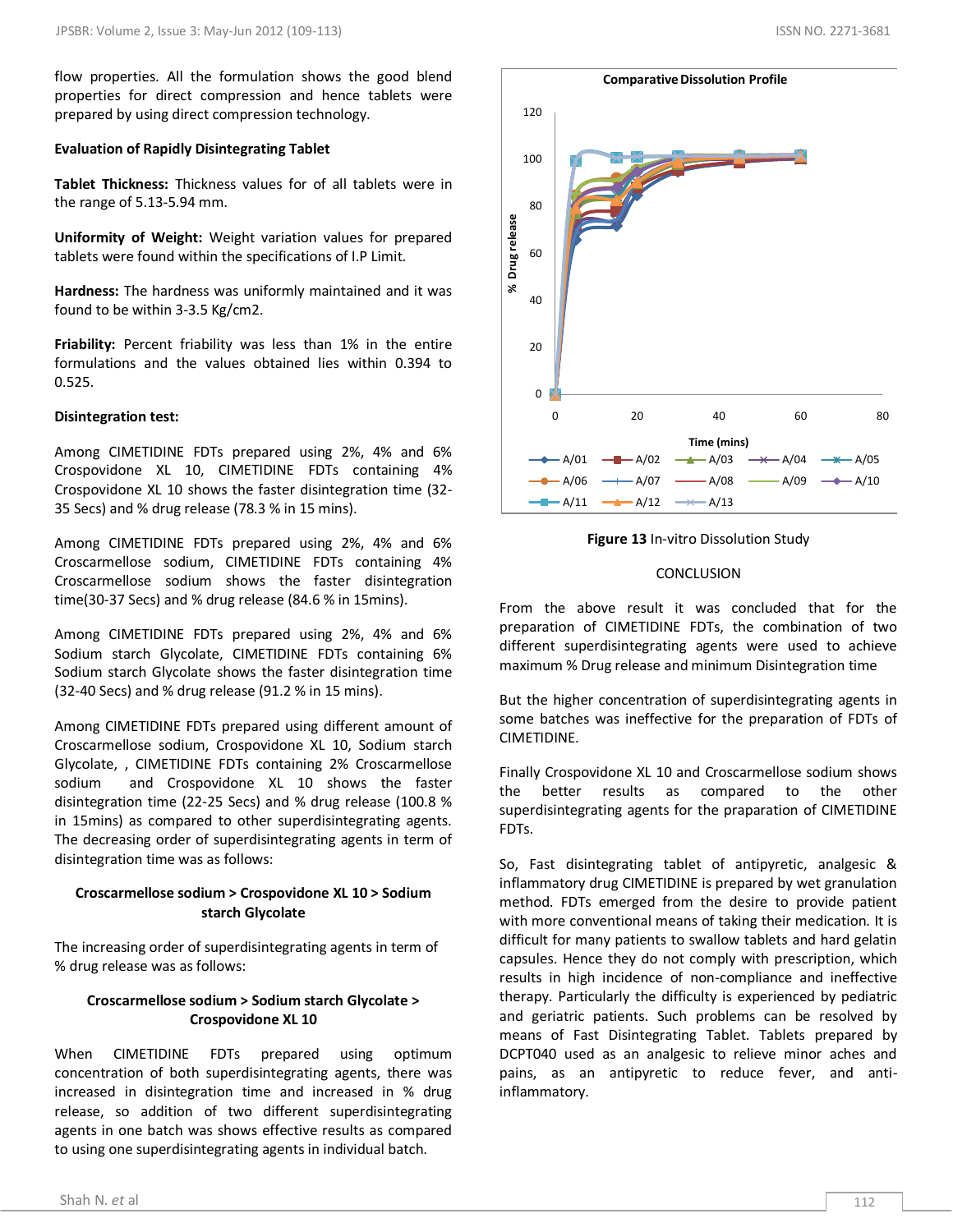flow properties. All the formulation shows the good blend properties for direct compression and hence tablets were prepared by using direct compression technology.

**Evaluation of Rapidly Disintegrating Tablet**

**Tablet Thickness:** Thickness values for of all tablets were in the range of 5.13-5.94 mm.

**Uniformity of Weight:** Weight variation values for prepared tablets were found within the specifications of I.P Limit.

**Hardness:** The hardness was uniformly maintained and it was found to be within 3-3.5 Kg/cm2.

**Friability:** Percent friability was less than 1% in the entire formulations and the values obtained lies within 0.394 to 0.525.

**Disintegration test:**

Among CIMETIDINE FDTs prepared using 2%, 4% and 6% Crospovidone XL 10, CIMETIDINE FDTs containing 4% Crospovidone XL 10 shows the faster disintegration time (32-35 Secs) and % drug release (78.3 % in 15 mins).

Among CIMETIDINE FDTs prepared using 2%, 4% and 6% Croscarmellose sodium, CIMETIDINE FDTs containing 4% Croscarmellose sodium shows the faster disintegration time(30-37 Secs) and % drug release (84.6 % in 15mins).

Among CIMETIDINE FDTs prepared using 2%, 4% and 6% Sodium starch Glycolate, CIMETIDINE FDTs containing 6% Sodium starch Glycolate shows the faster disintegration time (32-40 Secs) and % drug release (91.2 % in 15 mins).

Among CIMETIDINE FDTs prepared using different amount of Croscarmellose sodium, Crospovidone XL 10, Sodium starch Glycolate, , CIMETIDINE FDTs containing 2% Croscarmellose sodium and Crospovidone XL 10 shows the faster disintegration time (22-25 Secs) and % drug release (100.8 % in 15mins) as compared to other superdisintegrating agents. The decreasing order of superdisintegrating agents in term of disintegration time was as follows:

**Croscarmellose sodium > Crospovidone XL 10 > Sodium starch Glycolate**

The increasing order of superdisintegrating agents in term of % drug release was as follows:

**Croscarmellose sodium > Sodium starch Glycolate > Crospovidone XL 10**

When CIMETIDINE FDTs prepared using optimum concentration of both superdisintegrating agents, there was increased in disintegration time and increased in % drug release, so addition of two different superdisintegrating agents in one batch was shows effective results as compared to using one superdisintegrating agents in individual batch.

**Figure 13** In-vitro Dissolution Study

## CONCLUSION

From the above result it was concluded that for the preparation of CIMETIDINE FDTs, the combination of two different superdisintegrating agents were used to achieve maximum % Drug release and minimum Disintegration time

But the higher concentration of superdisintegrating agents in some batches was ineffective for the preparation of FDTs of CIMETIDINE.

Finally Crospovidone XL 10 and Croscarmellose sodium shows the better results as compared to the other superdisintegrating agents for the praparation of CIMETIDINE FDTs.

So, Fast disintegrating tablet of antipyretic, analgesic & inflammatory drug CIMETIDINE is prepared by wet granulation method. FDTs emerged from the desire to provide patient with more conventional means of taking their medication. It is difficult for many patients to swallow tablets and hard gelatin capsules. Hence they do not comply with prescription, which results in high incidence of non-compliance and ineffective therapy. Particularly the difficulty is experienced by pediatric and geriatric patients. Such problems can be resolved by means of Fast Disintegrating Tablet. Tablets prepared by DCPT040 used as an analgesic to relieve minor aches and pains, as an antipyretic to reduce fever, and anti-inflammatory.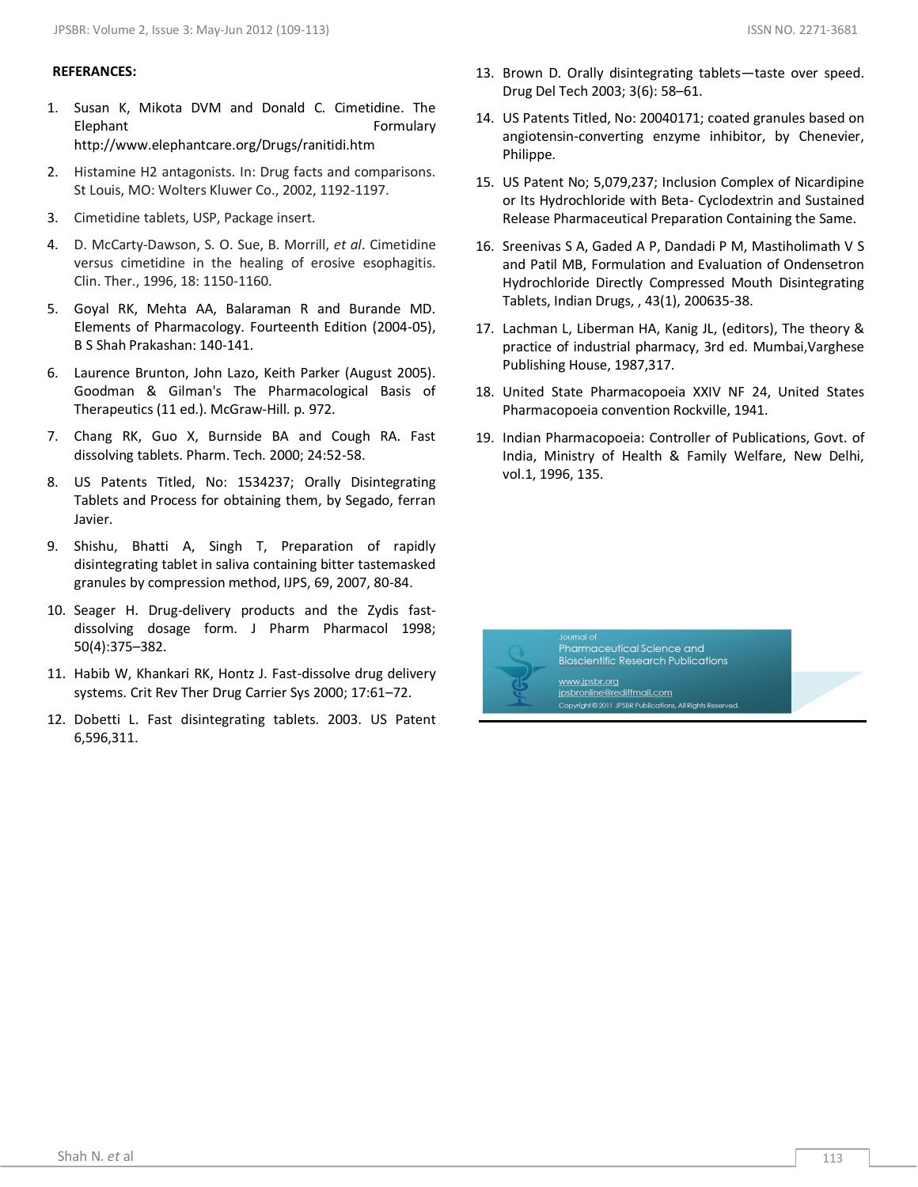**REFERANCES:**

1. Susan K, Mikota DVM and Donald C. Cimetidine. The Elephant Formulary http://www.elephantcare.org/Drugs/ranitidi.htm
2. Histamine H2 antagonists. In: Drug facts and comparisons. St Louis, MO: Wolters Kluwer Co., 2002, 1192-1197.
3. Cimetidine tablets, USP, Package insert.
4. D. McCarty-Dawson, S. O. Sue, B. Morrill, *et al*. Cimetidine versus cimetidine in the healing of erosive esophagitis. Clin. Ther., 1996, 18: 1150-1160.
5. Goyal RK, Mehta AA, Balaraman R and Burande MD. Elements of Pharmacology. Fourteenth Edition (2004-05), B S Shah Prakashan: 140-141.
6. Laurence Brunton, John Lazo, Keith Parker (August 2005). Goodman & Gilman's The Pharmacological Basis of Therapeutics (11 ed.). McGraw-Hill. p. 972.
7. Chang RK, Guo X, Burnside BA and Cough RA. Fast dissolving tablets. Pharm. Tech. 2000; 24:52-58.
8. US Patents Titled, No: 1534237; Orally Disintegrating Tablets and Process for obtaining them, by Segado, ferran Javier.
9. Shishu, Bhatti A, Singh T, Preparation of rapidly disintegrating tablet in saliva containing bitter tastemasked granules by compression method, IJPS, 69, 2007, 80-84.
10. Seager H. Drug-delivery products and the Zydis fast-dissolving dosage form. J Pharm Pharmacol 1998; 50(4):375–382.
11. Habib W, Khankari RK, Hontz J. Fast-dissolve drug delivery systems. Crit Rev Ther Drug Carrier Sys 2000; 17:61–72.
12. Dobetti L. Fast disintegrating tablets. 2003. US Patent 6,596,311.
13. Brown D. Orally disintegrating tablets—taste over speed. Drug Del Tech 2003; 3(6): 58–61.
14. US Patents Titled, No: 20040171; coated granules based on angiotensin-converting enzyme inhibitor, by Chenevier, Philippe.
15. US Patent No; 5,079,237; Inclusion Complex of Nicardipine or Its Hydrochloride with Beta- Cyclodextrin and Sustained Release Pharmaceutical Preparation Containing the Same.
16. Sreenivas S A, Gaded A P, Dandadi P M, Mastiholimath V S and Patil MB, Formulation and Evaluation of Ondensetron Hydrochloride Directly Compressed Mouth Disintegrating Tablets, Indian Drugs, , 43(1), 200635-38.
17. Lachman L, Liberman HA, Kanig JL, (editors), The theory & practice of industrial pharmacy, 3rd ed. Mumbai,Varghese Publishing House, 1987,317.
18. United State Pharmacopoeia XXIV NF 24, United States Pharmacopoeia convention Rockville, 1941.
19. Indian Pharmacopoeia: Controller of Publications, Govt. of India, Ministry of Health & Family Welfare, New Delhi, vol.1, 1996, 135.

Journal of
Pharmaceutical Science and
Bioscientific Research Publications

www.jpsbr.org
jpsbronline@rediffmail.com

Copyright © 2011 JPSBR Publications, All Rights Reserved.